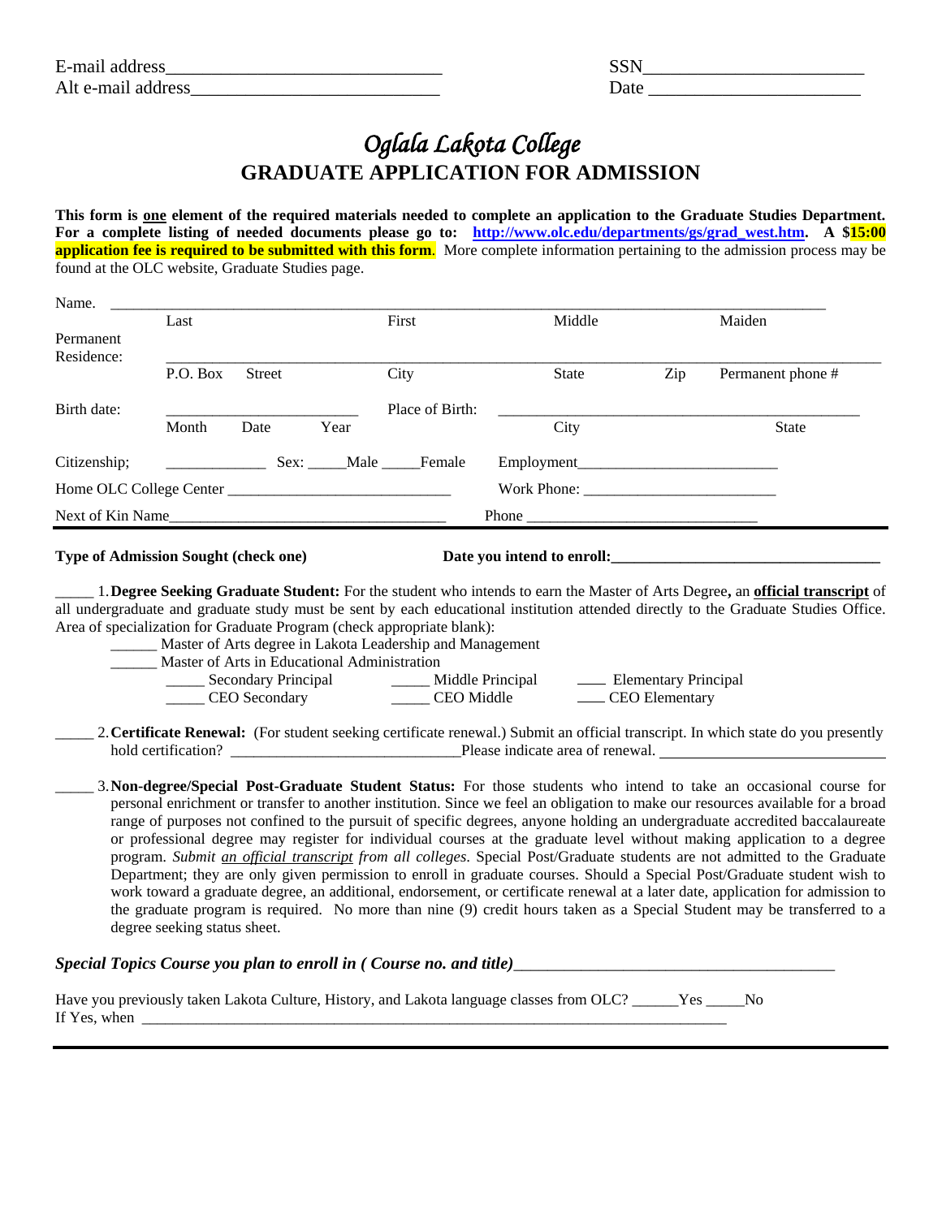E-mail address_____________________________
Alt e-mail address__________________________

SSN______________________
Date ______________________

# *Oglala Lakota College*
## GRADUATE APPLICATION FOR ADMISSION

**This form is <u>one</u> element of the required materials needed to complete an application to the Graduate Studies Department. For a complete listing of needed documents please go to: [http://www.olc.edu/departments/gs/grad_west.htm](http://www.olc.edu/departments/gs/grad_west.htm). A $15:00 application fee is required to be submitted with this form**. More complete information pertaining to the admission process may be found at the OLC website, Graduate Studies page.

Name. ____________________________________________________________________________
Last First Middle Maiden

Permanent Residence: ______________________________________________________________________
P.O. Box Street City State Zip Permanent phone #

Birth date: ______________________ Place of Birth: ____________________________________________
Month Date Year City State

Citizenship; ____________ Sex: _____Male _____Female Employment________________________

Home OLC College Center ___________________________ Work Phone: ________________________

Next of Kin Name__________________________________ Phone ____________________________

---

**Type of Admission Sought (check one)** **Date you intend to enroll:**_________________________________

_____ 1. **Degree Seeking Graduate Student:** For the student who intends to earn the Master of Arts Degree**,** an **<u>official transcript</u>** of all undergraduate and graduate study must be sent by each educational institution attended directly to the Graduate Studies Office. Area of specialization for Graduate Program (check appropriate blank):

______ Master of Arts degree in Lakota Leadership and Management
______ Master of Arts in Educational Administration
_____ Secondary Principal _____ Middle Principal ___ Elementary Principal
_____ CEO Secondary _____ CEO Middle ___ CEO Elementary

_____ 2. **Certificate Renewal:** (For student seeking certificate renewal.) Submit an official transcript. In which state do you presently hold certification? ____________________________Please indicate area of renewal. ___________________________

_____ 3. **Non-degree/Special Post-Graduate Student Status:** For those students who intend to take an occasional course for personal enrichment or transfer to another institution. Since we feel an obligation to make our resources available for a broad range of purposes not confined to the pursuit of specific degrees, anyone holding an undergraduate accredited baccalaureate or professional degree may register for individual courses at the graduate level without making application to a degree program. *Submit <u>an official transcript</u> from all colleges.* Special Post/Graduate students are not admitted to the Graduate Department; they are only given permission to enroll in graduate courses. Should a Special Post/Graduate student wish to work toward a graduate degree, an additional, endorsement, or certificate renewal at a later date, application for admission to the graduate program is required. No more than nine (9) credit hours taken as a Special Student may be transferred to a degree seeking status sheet.

***Special Topics Course you plan to enroll in ( Course no. and title)***_______________________________________

Have you previously taken Lakota Culture, History, and Lakota language classes from OLC? ______Yes _____No
If Yes, when ___________________________________________________________________________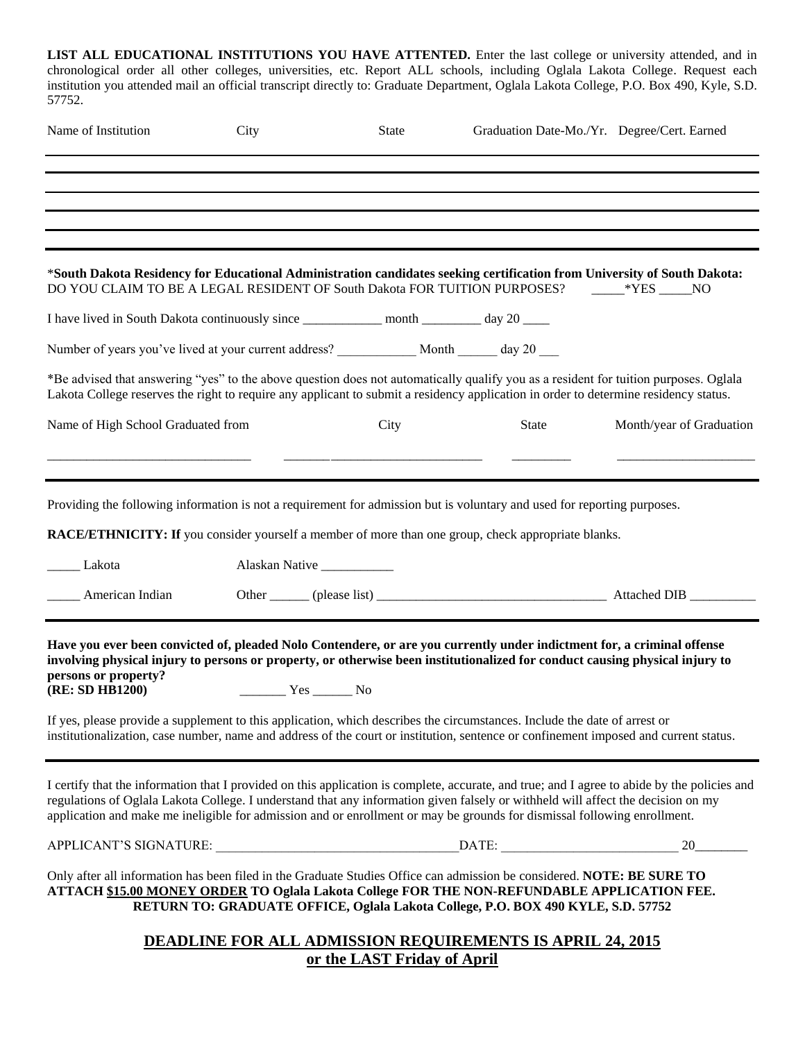**LIST ALL EDUCATIONAL INSTITUTIONS YOU HAVE ATTENTED.** Enter the last college or university attended, and in chronological order all other colleges, universities, etc. Report ALL schools, including Oglala Lakota College. Request each institution you attended mail an official transcript directly to: Graduate Department, Oglala Lakota College, P.O. Box 490, Kyle, S.D. 57752.

| Name of Institution | City | State | Graduation Date-Mo./Yr. | Degree/Cert. Earned |
|---|---|---|---|---|
| | | | | |
| | | | | |
| | | | | |
| | | | | |
| | | | | |

\***South Dakota Residency for Educational Administration candidates seeking certification from University of South Dakota:**
DO YOU CLAIM TO BE A LEGAL RESIDENT OF South Dakota FOR TUITION PURPOSES? _____*YES _____NO

I have lived in South Dakota continuously since ____________ month _________ day 20 ____

Number of years you've lived at your current address? ____________ Month ______ day 20 ___

*Be advised that answering "yes" to the above question does not automatically qualify you as a resident for tuition purposes. Oglala Lakota College reserves the right to require any applicant to submit a residency application in order to determine residency status.

| Name of High School Graduated from | City | State | Month/year of Graduation |
|---|---|---|---|
| _______________________________ | _______________________________ | _________ | _____________________ |

Providing the following information is not a requirement for admission but is voluntary and used for reporting purposes.

**RACE/ETHNICITY: If** you consider yourself a member of more than one group, check appropriate blanks.

_____ Lakota Alaskan Native ___________

_____ American Indian Other ______ (please list) ___________________________________ Attached DIB __________

**Have you ever been convicted of, pleaded Nolo Contendere, or are you currently under indictment for, a criminal offense involving physical injury to persons or property, or otherwise been institutionalized for conduct causing physical injury to persons or property?**
**(RE: SD HB1200)** _______ Yes ______ No

If yes, please provide a supplement to this application, which describes the circumstances. Include the date of arrest or institutionalization, case number, name and address of the court or institution, sentence or confinement imposed and current status.

I certify that the information that I provided on this application is complete, accurate, and true; and I agree to abide by the policies and regulations of Oglala Lakota College. I understand that any information given falsely or withheld will affect the decision on my application and make me ineligible for admission and or enrollment or may be grounds for dismissal following enrollment.

APPLICANT'S SIGNATURE: _____________________________________DATE: ___________________________ 20________

Only after all information has been filed in the Graduate Studies Office can admission be considered. **NOTE: BE SURE TO ATTACH $15.00 MONEY ORDER TO Oglala Lakota College FOR THE NON-REFUNDABLE APPLICATION FEE. RETURN TO: GRADUATE OFFICE, Oglala Lakota College, P.O. BOX 490 KYLE, S.D. 57752**

**DEADLINE FOR ALL ADMISSION REQUIREMENTS IS APRIL 24, 2015**
**or the LAST Friday of April**